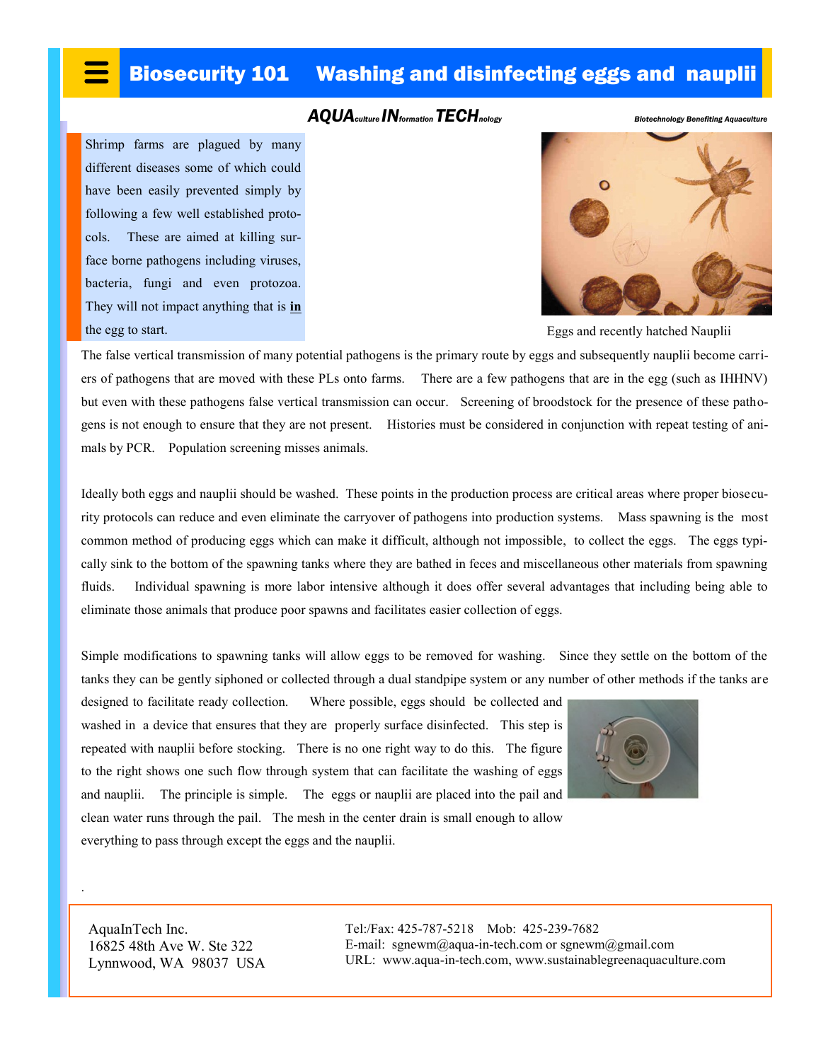# Biosecurity 101 Washing and disinfecting eggs and nauplii

*AQUAculture INformation TECHnology* — *Biotechnology Benefiting Aquaculture*

Shrimp farms are plagued by many different diseases some of which could have been easily prevented simply by following a few well established protocols. These are aimed at killing surface borne pathogens including viruses, bacteria, fungi and even protozoa. They will not impact anything that is **in** the egg to start.

Eggs and recently hatched Nauplii

The false vertical transmission of many potential pathogens is the primary route by eggs and subsequently nauplii become carriers of pathogens that are moved with these PLs onto farms. There are a few pathogens that are in the egg (such as IHHNV) but even with these pathogens false vertical transmission can occur. Screening of broodstock for the presence of these pathogens is not enough to ensure that they are not present. Histories must be considered in conjunction with repeat testing of animals by PCR. Population screening misses animals.

Ideally both eggs and nauplii should be washed. These points in the production process are critical areas where proper biosecurity protocols can reduce and even eliminate the carryover of pathogens into production systems. Mass spawning is the most common method of producing eggs which can make it difficult, although not impossible, to collect the eggs. The eggs typically sink to the bottom of the spawning tanks where they are bathed in feces and miscellaneous other materials from spawning fluids. Individual spawning is more labor intensive although it does offer several advantages that including being able to eliminate those animals that produce poor spawns and facilitates easier collection of eggs.

Simple modifications to spawning tanks will allow eggs to be removed for washing. Since they settle on the bottom of the tanks they can be gently siphoned or collected through a dual standpipe system or any number of other methods if the tanks are designed to facilitate ready collection. Where possible, eggs should be collected and washed in a device that ensures that they are properly surface disinfected. This step is repeated with nauplii before stocking. There is no one right way to do this. The figure to the right shows one such flow through system that can facilitate the washing of eggs and nauplii. The principle is simple. The eggs or nauplii are placed into the pail and clean water runs through the pail. The mesh in the center drain is small enough to allow everything to pass through except the eggs and the nauplii.

.

AquaInTech Inc.
16825 48th Ave W. Ste 322
Lynnwood, WA 98037 USA

Tel:/Fax: 425-787-5218 Mob: 425-239-7682
E-mail: sgnewm@aqua-in-tech.com or sgnewm@gmail.com
URL: www.aqua-in-tech.com, www.sustainablegreenaquaculture.com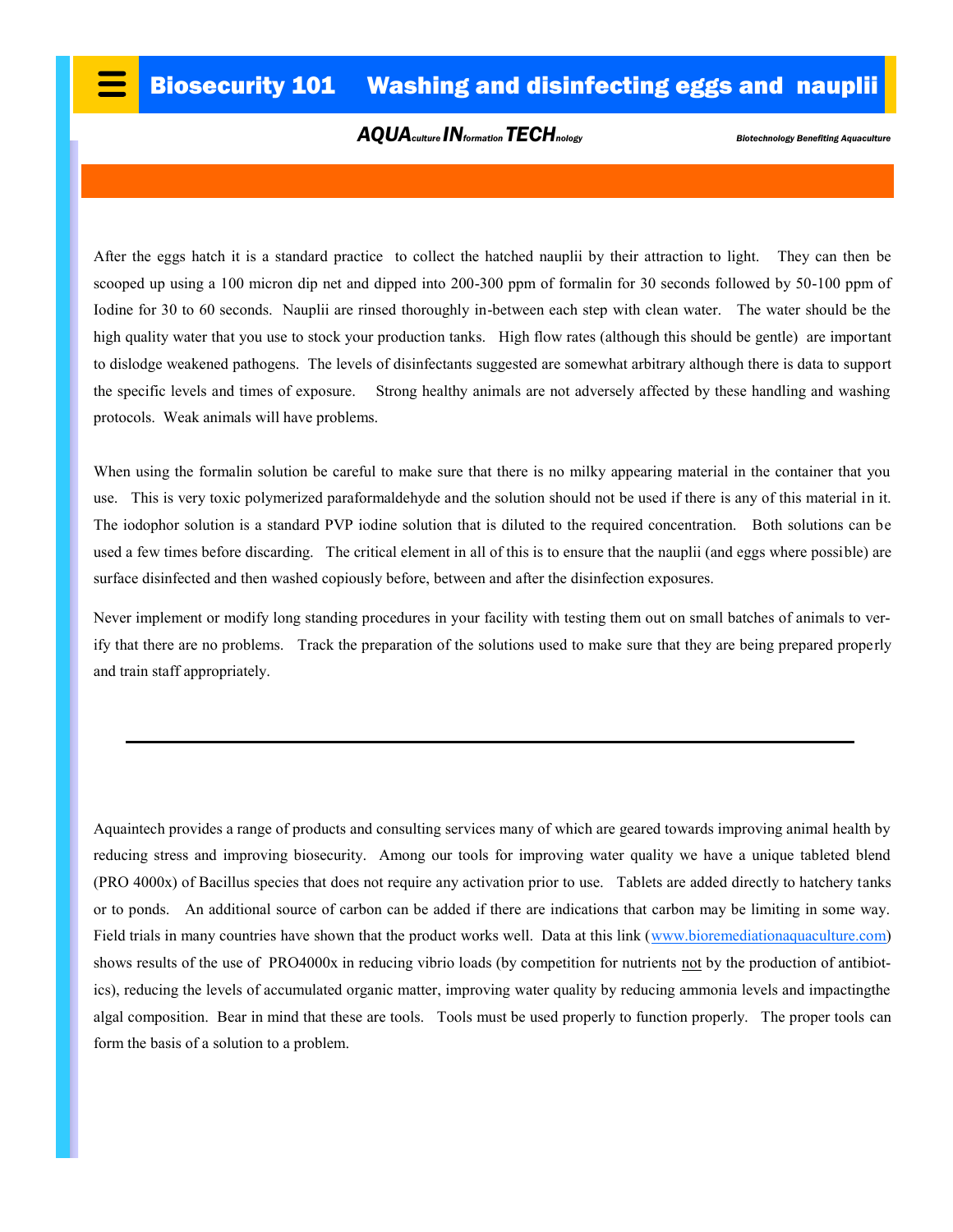# Biosecurity 101 Washing and disinfecting eggs and nauplii

*AQUAculture INformation TECHnology* *Biotechnology Benefiting Aquaculture*

After the eggs hatch it is a standard practice to collect the hatched nauplii by their attraction to light. They can then be scooped up using a 100 micron dip net and dipped into 200-300 ppm of formalin for 30 seconds followed by 50-100 ppm of Iodine for 30 to 60 seconds. Nauplii are rinsed thoroughly in-between each step with clean water. The water should be the high quality water that you use to stock your production tanks. High flow rates (although this should be gentle) are important to dislodge weakened pathogens. The levels of disinfectants suggested are somewhat arbitrary although there is data to support the specific levels and times of exposure. Strong healthy animals are not adversely affected by these handling and washing protocols. Weak animals will have problems.

When using the formalin solution be careful to make sure that there is no milky appearing material in the container that you use. This is very toxic polymerized paraformaldehyde and the solution should not be used if there is any of this material in it. The iodophor solution is a standard PVP iodine solution that is diluted to the required concentration. Both solutions can be used a few times before discarding. The critical element in all of this is to ensure that the nauplii (and eggs where possible) are surface disinfected and then washed copiously before, between and after the disinfection exposures.

Never implement or modify long standing procedures in your facility with testing them out on small batches of animals to verify that there are no problems. Track the preparation of the solutions used to make sure that they are being prepared properly and train staff appropriately.

---

Aquaintech provides a range of products and consulting services many of which are geared towards improving animal health by reducing stress and improving biosecurity. Among our tools for improving water quality we have a unique tableted blend (PRO 4000x) of Bacillus species that does not require any activation prior to use. Tablets are added directly to hatchery tanks or to ponds. An additional source of carbon can be added if there are indications that carbon may be limiting in some way. Field trials in many countries have shown that the product works well. Data at this link ([www.bioremediationaquaculture.com](www.bioremediationaquaculture.com)) shows results of the use of PRO4000x in reducing vibrio loads (by competition for nutrients not by the production of antibiotics), reducing the levels of accumulated organic matter, improving water quality by reducing ammonia levels and impactingthe algal composition. Bear in mind that these are tools. Tools must be used properly to function properly. The proper tools can form the basis of a solution to a problem.